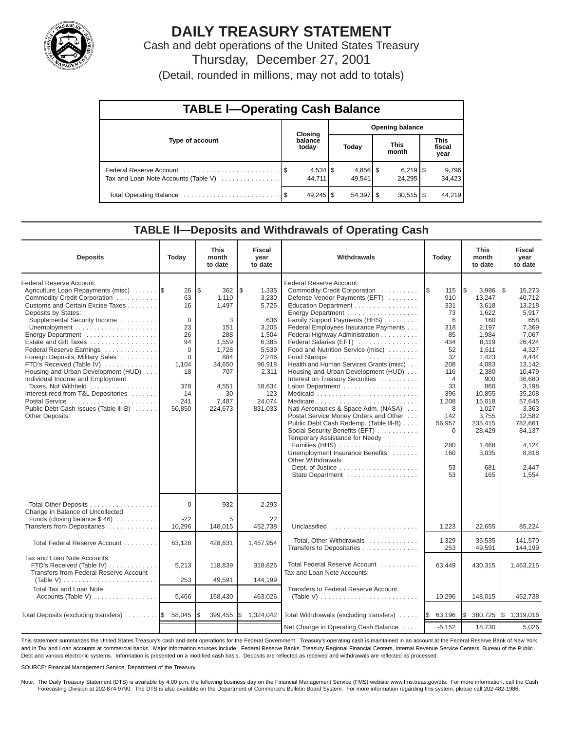# DAILY TREASURY STATEMENT

Cash and debt operations of the United States Treasury

Thursday, December 27, 2001

(Detail, rounded in millions, may not add to totals)

## TABLE I—Operating Cash Balance

| Type of account | Closing balance today | Opening balance Today | Opening balance This month | Opening balance This fiscal year |
|---|---|---|---|---|
| Federal Reserve Account | $ 4,534 | $ 4,856 | $ 6,219 | $ 9,796 |
| Tax and Loan Note Accounts (Table V) | 44,711 | 49,541 | 24,295 | 34,423 |
| Total Operating Balance | $ 49,245 | $ 54,397 | $ 30,515 | $ 44,219 |

## TABLE II—Deposits and Withdrawals of Operating Cash

| Deposits | Today | This month to date | Fiscal year to date | Withdrawals | Today | This month to date | Fiscal year to date |
|---|---|---|---|---|---|---|---|
| Federal Reserve Account: | | | | Federal Reserve Account: | | | |
| Agriculture Loan Repayments (misc) | $ 26 | $ 362 | $ 1,335 | Commodity Credit Corporation | $ 115 | $ 3,986 | $ 15,273 |
| Commodity Credit Corporation | 63 | 1,110 | 3,230 | Defense Vendor Payments (EFT) | 910 | 13,247 | 40,712 |
| Customs and Certain Excise Taxes | 16 | 1,497 | 5,725 | Education Department | 331 | 3,618 | 13,218 |
| Deposits by States: | | | | Energy Department | 73 | 1,622 | 5,917 |
| Supplemental Security Income | 0 | 3 | 636 | Family Support Payments (HHS) | 6 | 160 | 658 |
| Unemployment | 23 | 151 | 3,205 | Federal Employees Insurance Payments | 318 | 2,197 | 7,369 |
| Energy Department | 26 | 288 | 1,504 | Federal Highway Administration | 85 | 1,984 | 7,067 |
| Estate and Gift Taxes | 94 | 1,559 | 6,385 | Federal Salaries (EFT) | 434 | 8,119 | 26,424 |
| Federal Reserve Earnings | 0 | 1,728 | 5,539 | Food and Nutrition Service (misc) | 52 | 1,611 | 4,327 |
| Foreign Deposits, Military Sales | 0 | 884 | 2,246 | Food Stamps | 32 | 1,423 | 4,444 |
| FTD's Received (Table IV) | 1,104 | 34,650 | 96,918 | Health and Human Services Grants (misc) | 208 | 4,083 | 13,142 |
| Housing and Urban Development (HUD) | 18 | 707 | 2,311 | Housing and Urban Development (HUD) | 116 | 2,380 | 10,479 |
| Individual Income and Employment Taxes, Not Withheld | 378 | 4,551 | 18,634 | Interest on Treasury Securities | 4 | 900 | 36,680 |
| Interest recd from T&L Depositories | 14 | 30 | 123 | Labor Department | 33 | 860 | 3,198 |
| Postal Service | 241 | 7,487 | 24,074 | Medicaid | 396 | 10,855 | 35,208 |
| Public Debt Cash Issues (Table III-B) | 50,850 | 224,673 | 831,033 | Medicare | 1,208 | 15,018 | 57,645 |
| Other Deposits: | | | | Natl Aeronautics & Space Adm. (NASA) | 8 | 1,027 | 3,363 |
| | | | | Postal Service Money Orders and Other | 142 | 3,755 | 12,582 |
| | | | | Public Debt Cash Redemp. (Table III-B) | 56,957 | 235,415 | 782,661 |
| | | | | Social Security Benefits (EFT) | 0 | 28,429 | 84,137 |
| | | | | Temporary Assistance for Needy Families (HHS) | 280 | 1,468 | 4,124 |
| | | | | Unemployment Insurance Benefits | 160 | 3,035 | 8,818 |
| | | | | Other Withdrawals: | | | |
| | | | | Dept. of Justice | 53 | 681 | 2,447 |
| | | | | State Department | 53 | 165 | 1,554 |
| Total Other Deposits | 0 | 932 | 2,293 | | | | |
| Change in Balance of Uncollected Funds (closing balance $ 46) | -22 | 5 | 22 | | | | |
| Transfers from Depositaries | 10,296 | 148,015 | 452,738 | Unclassified | 1,223 | 22,655 | 85,224 |
| Total Federal Reserve Account | 63,128 | 428,631 | 1,457,954 | Total, Other Withdrawals | 1,329 | 35,535 | 141,570 |
| | | | | Transfers to Depositaries | 253 | 49,591 | 144,199 |
| Tax and Loan Note Accounts: | | | | | | | |
| FTD's Received (Table IV) | 5,213 | 118,839 | 318,826 | Total Federal Reserve Account | 63,449 | 430,315 | 1,463,215 |
| Transfers from Federal Reserve Account (Table V) | 253 | 49,591 | 144,199 | Tax and Loan Note Accounts: | | | |
| Total Tax and Loan Note Accounts (Table V) | 5,466 | 168,430 | 463,026 | Transfers to Federal Reserve Account (Table V) | 10,296 | 148,015 | 452,738 |
| Total Deposits (excluding transfers) | $ 58,045 | $ 399,455 | $ 1,324,042 | Total Withdrawals (excluding transfers) | $ 63,196 | $ 380,725 | $ 1,319,016 |
| | | | | Net Change in Operating Cash Balance | -5,152 | 18,730 | 5,026 |

This statement summarizes the United States Treasury's cash and debt operations for the Federal Government. Treasury's operating cash is maintained in an account at the Federal Reserve Bank of New York and in Tax and Loan accounts at commercial banks. Major information sources include: Federal Reserve Banks, Treasury Regional Financial Centers, Internal Revenue Service Centers, Bureau of the Public Debt and various electronic systems. Information is presented on a modified cash basis. Deposits are reflected as received and withdrawals are reflected as processed.

SOURCE: Financial Management Service, Department of the Treasury.

Note: The Daily Treasury Statement (DTS) is available by 4:00 p.m. the following business day on the Financial Management Service (FMS) website www.fms.treas.gov/dts. For more information, call the Cash Forecasting Division at 202-874-9790. The DTS is also available on the Department of Commerce's Bulletin Board System. For more information regarding this system, please call 202-482-1986.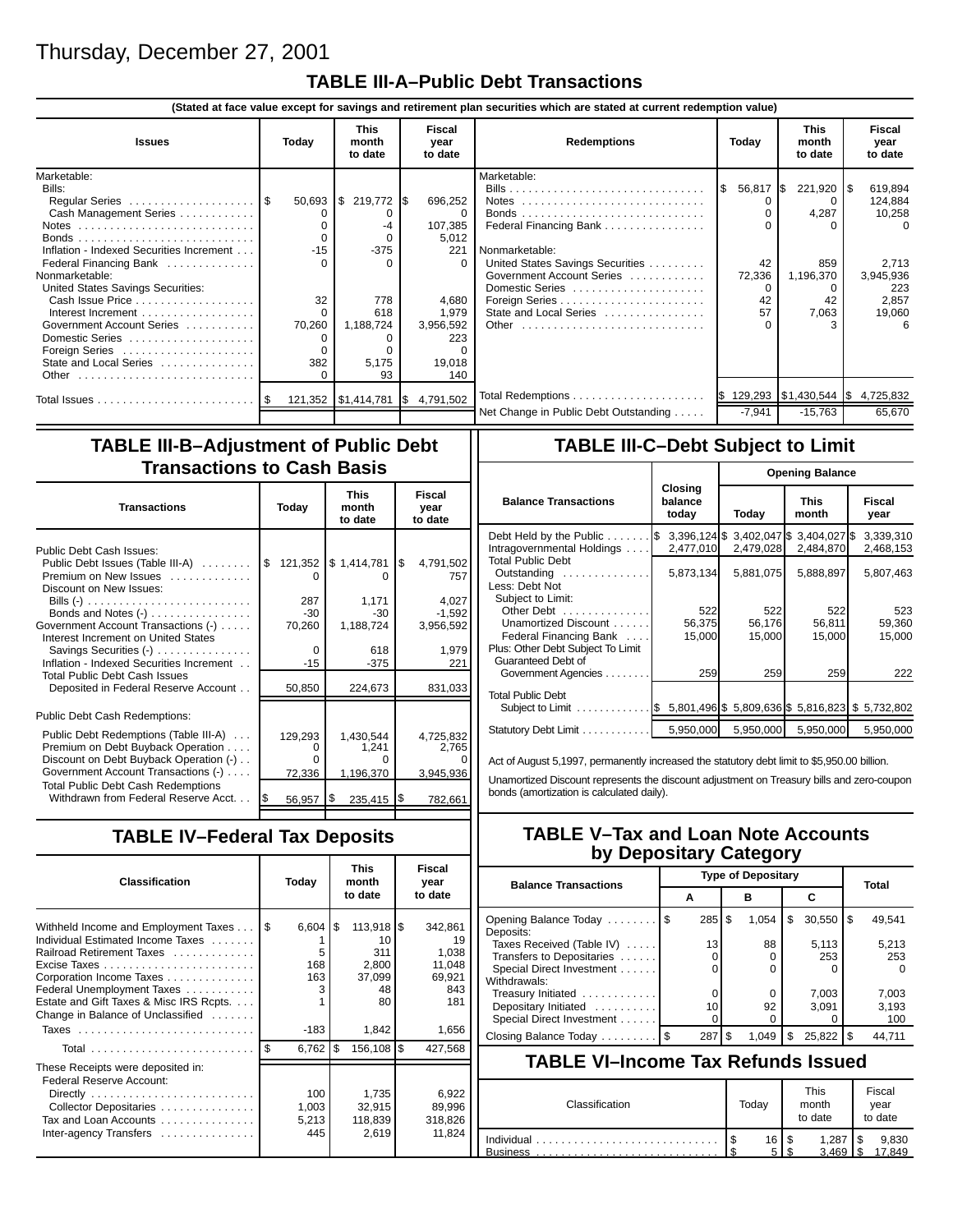Thursday, December 27, 2001

## TABLE III-A–Public Debt Transactions

(Stated at face value except for savings and retirement plan securities which are stated at current redemption value)

| Issues | Today | This month to date | Fiscal year to date |
|---|---|---|---|
| Marketable: | | | |
| Bills: | | | |
| Regular Series | $ 50,693 | $ 219,772 | $ 696,252 |
| Cash Management Series | 0 | 0 | 0 |
| Notes | 0 | -4 | 107,385 |
| Bonds | 0 | 0 | 5,012 |
| Inflation - Indexed Securities Increment | -15 | -375 | 221 |
| Federal Financing Bank | 0 | 0 | 0 |
| Nonmarketable: | | | |
| United States Savings Securities: | | | |
| Cash Issue Price | 32 | 778 | 4,680 |
| Interest Increment | 0 | 618 | 1,979 |
| Government Account Series | 70,260 | 1,188,724 | 3,956,592 |
| Domestic Series | 0 | 0 | 223 |
| Foreign Series | 0 | 0 | 0 |
| State and Local Series | 382 | 5,175 | 19,018 |
| Other | 0 | 93 | 140 |
| Total Issues | $ 121,352 | $1,414,781 | $ 4,791,502 |

| Redemptions | Today | This month to date | Fiscal year to date |
|---|---|---|---|
| Marketable: | | | |
| Bills | $ 56,817 | $ 221,920 | $ 619,894 |
| Notes | 0 | 0 | 124,884 |
| Bonds | 0 | 4,287 | 10,258 |
| Federal Financing Bank | 0 | 0 | 0 |
| Nonmarketable: | | | |
| United States Savings Securities | 42 | 859 | 2,713 |
| Government Account Series | 72,336 | 1,196,370 | 3,945,936 |
| Domestic Series | 0 | 0 | 223 |
| Foreign Series | 42 | 42 | 2,857 |
| State and Local Series | 57 | 7,063 | 19,060 |
| Other | 0 | 3 | 6 |
| Total Redemptions | $ 129,293 | $1,430,544 | $ 4,725,832 |
| Net Change in Public Debt Outstanding | -7,941 | -15,763 | 65,670 |

## TABLE III-B–Adjustment of Public Debt Transactions to Cash Basis

| Transactions | Today | This month to date | Fiscal year to date |
|---|---|---|---|
| Public Debt Cash Issues: | | | |
| Public Debt Issues (Table III-A) | $ 121,352 | $ 1,414,781 | $ 4,791,502 |
| Premium on New Issues | 0 | 0 | 757 |
| Discount on New Issues: | | | |
| Bills (-) | 287 | 1,171 | 4,027 |
| Bonds and Notes (-) | -30 | -30 | -1,592 |
| Government Account Transactions (-) | 70,260 | 1,188,724 | 3,956,592 |
| Interest Increment on United States Savings Securities (-) | 0 | 618 | 1,979 |
| Inflation - Indexed Securities Increment | -15 | -375 | 221 |
| Total Public Debt Cash Issues Deposited in Federal Reserve Account | 50,850 | 224,673 | 831,033 |
| Public Debt Cash Redemptions: | | | |
| Public Debt Redemptions (Table III-A) | 129,293 | 1,430,544 | 4,725,832 |
| Premium on Debt Buyback Operation | 0 | 1,241 | 2,765 |
| Discount on Debt Buyback Operation (-) | 0 | 0 | 0 |
| Government Account Transactions (-) | 72,336 | 1,196,370 | 3,945,936 |
| Total Public Debt Cash Redemptions Withdrawn from Federal Reserve Acct. | $ 56,957 | $ 235,415 | $ 782,661 |

## TABLE III-C–Debt Subject to Limit

| Balance Transactions | Closing balance today | Opening Balance Today | Opening Balance This month | Opening Balance Fiscal year |
|---|---|---|---|---|
| Debt Held by the Public | $ 3,396,124 | $ 3,402,047 | $ 3,404,027 | $ 3,339,310 |
| Intragovernmental Holdings | 2,477,010 | 2,479,028 | 2,484,870 | 2,468,153 |
| Total Public Debt Outstanding | 5,873,134 | 5,881,075 | 5,888,897 | 5,807,463 |
| Less: Debt Not Subject to Limit: | | | | |
| Other Debt | 522 | 522 | 522 | 523 |
| Unamortized Discount | 56,375 | 56,176 | 56,811 | 59,360 |
| Federal Financing Bank | 15,000 | 15,000 | 15,000 | 15,000 |
| Plus: Other Debt Subject To Limit Guaranteed Debt of Government Agencies | 259 | 259 | 259 | 222 |
| Total Public Debt Subject to Limit | $ 5,801,496 | $ 5,809,636 | $ 5,816,823 | $ 5,732,802 |
| Statutory Debt Limit | 5,950,000 | 5,950,000 | 5,950,000 | 5,950,000 |

Act of August 5,1997, permanently increased the statutory debt limit to $5,950.00 billion.

Unamortized Discount represents the discount adjustment on Treasury bills and zero-coupon bonds (amortization is calculated daily).

## TABLE IV–Federal Tax Deposits

| Classification | Today | This month to date | Fiscal year to date |
|---|---|---|---|
| Withheld Income and Employment Taxes | $ 6,604 | $ 113,918 | $ 342,861 |
| Individual Estimated Income Taxes | 1 | 10 | 19 |
| Railroad Retirement Taxes | 5 | 311 | 1,038 |
| Excise Taxes | 168 | 2,800 | 11,048 |
| Corporation Income Taxes | 163 | 37,099 | 69,921 |
| Federal Unemployment Taxes | 3 | 48 | 843 |
| Estate and Gift Taxes & Misc IRS Rcpts. | 1 | 80 | 181 |
| Change in Balance of Unclassified Taxes | -183 | 1,842 | 1,656 |
| Total | $ 6,762 | $ 156,108 | $ 427,568 |
| These Receipts were deposited in: | | | |
| Federal Reserve Account: | | | |
| Directly | 100 | 1,735 | 6,922 |
| Collector Depositaries | 1,003 | 32,915 | 89,996 |
| Tax and Loan Accounts | 5,213 | 118,839 | 318,826 |
| Inter-agency Transfers | 445 | 2,619 | 11,824 |

## TABLE V–Tax and Loan Note Accounts by Depositary Category

| Balance Transactions | Type of Depositary A | Type of Depositary B | Type of Depositary C | Total |
|---|---|---|---|---|
| Opening Balance Today | $ 285 | $ 1,054 | $ 30,550 | $ 49,541 |
| Deposits: | | | | |
| Taxes Received (Table IV) | 13 | 88 | 5,113 | 5,213 |
| Transfers to Depositaries | 0 | 0 | 253 | 253 |
| Special Direct Investment | 0 | 0 | 0 | 0 |
| Withdrawals: | | | | |
| Treasury Initiated | 0 | 0 | 7,003 | 7,003 |
| Depositary Initiated | 10 | 92 | 3,091 | 3,193 |
| Special Direct Investment | 0 | 0 | 0 | 100 |
| Closing Balance Today | $ 287 | $ 1,049 | $ 25,822 | $ 44,711 |

## TABLE VI–Income Tax Refunds Issued

| Classification | Today | This month to date | Fiscal year to date |
|---|---|---|---|
| Individual | $ 16 | $ 1,287 | $ 9,830 |
| Business | $ 5 | $ 3,469 | $ 17,849 |